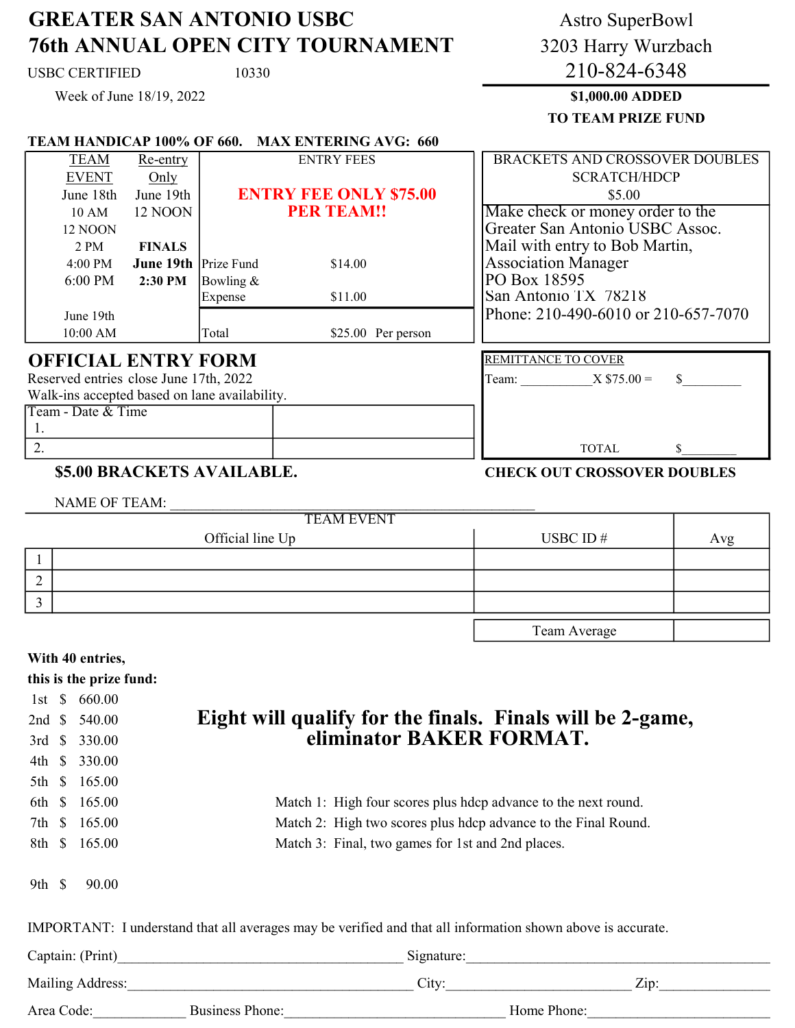# GREATER SAN ANTONIO USBC
# 76th ANNUAL OPEN CITY TOURNAMENT

USBC CERTIFIED 10330

Week of June 18/19, 2022

Astro SuperBowl
3203 Harry Wurzbach
210-824-6348

**$1,000.00 ADDED**
**TO TEAM PRIZE FUND**

**TEAM HANDICAP 100% OF 660. MAX ENTERING AVG: 660**

| TEAM EVENT | Re-entry Only | ENTRY FEES | |
|---|---|---|---|
| June 18th | June 19th | **ENTRY FEE ONLY $75.00 PER TEAM!!** | |
| 10 AM | 12 NOON | | |
| 12 NOON | | | |
| 2 PM | **FINALS** | | |
| 4:00 PM | **June 19th** | Prize Fund | $14.00 |
| 6:00 PM | **2:30 PM** | Bowling & Expense | $11.00 |
| June 19th 10:00 AM | | Total | $25.00 Per person |

BRACKETS AND CROSSOVER DOUBLES
SCRATCH/HDCP
$5.00

Make check or money order to the Greater San Antonio USBC Assoc.
Mail with entry to Bob Martin, Association Manager
PO Box 18595
San Antonio TX 78218
Phone: 210-490-6010 or 210-657-7070

## OFFICIAL ENTRY FORM

Reserved entries close June 17th, 2022
Walk-ins accepted based on lane availability.

| Team - Date & Time | |
|---|---|
| 1. | |
| 2. | |

REMITTANCE TO COVER

Team: ___________X $75.00 = $_________

TOTAL $_________

**$5.00 BRACKETS AVAILABLE.**

**CHECK OUT CROSSOVER DOUBLES**

NAME OF TEAM: ____________________________________________________

TEAM EVENT

| | Official line Up | USBC ID # | Avg |
|---|---|---|---|
| 1 | | | |
| 2 | | | |
| 3 | | | |
| | | Team Average | |

**With 40 entries,**
**this is the prize fund:**

| | | |
|---|---|---|
| 1st | $ | 660.00 |
| 2nd | $ | 540.00 |
| 3rd | $ | 330.00 |
| 4th | $ | 330.00 |
| 5th | $ | 165.00 |
| 6th | $ | 165.00 |
| 7th | $ | 165.00 |
| 8th | $ | 165.00 |
| 9th | $ | 90.00 |

**Eight will qualify for the finals. Finals will be 2-game, eliminator BAKER FORMAT.**

Match 1: High four scores plus hdcp advance to the next round.
Match 2: High two scores plus hdcp advance to the Final Round.
Match 3: Final, two games for 1st and 2nd places.

IMPORTANT: I understand that all averages may be verified and that all information shown above is accurate.

Captain: (Print)________________________________________ Signature:__________________________________________

Mailing Address:________________________________________ City:__________________________ Zip:________________

Area Code:_____________ Business Phone:________________________________ Home Phone:__________________________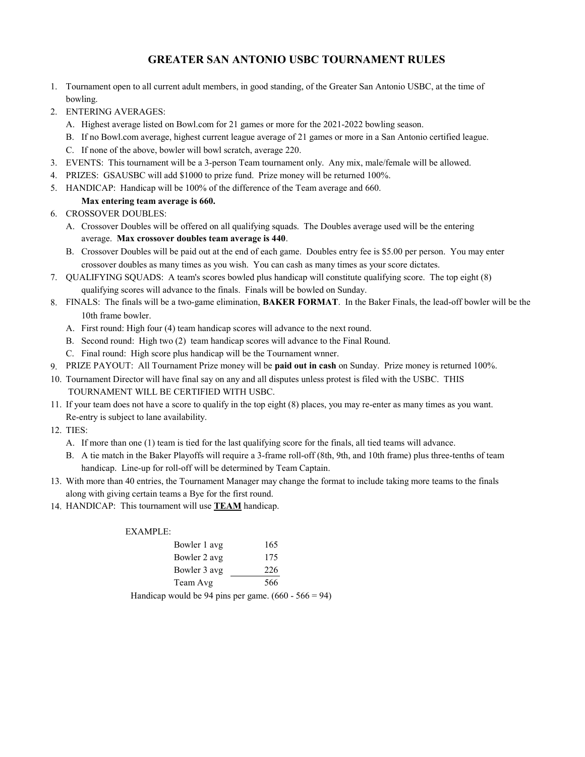# GREATER SAN ANTONIO USBC TOURNAMENT RULES

1. Tournament open to all current adult members, in good standing, of the Greater San Antonio USBC, at the time of bowling.
2. ENTERING AVERAGES:
   - A. Highest average listed on Bowl.com for 21 games or more for the 2021-2022 bowling season.
   - B. If no Bowl.com average, highest current league average of 21 games or more in a San Antonio certified league.
   - C. If none of the above, bowler will bowl scratch, average 220.
3. EVENTS: This tournament will be a 3-person Team tournament only. Any mix, male/female will be allowed.
4. PRIZES: GSAUSBC will add $1000 to prize fund. Prize money will be returned 100%.
5. HANDICAP: Handicap will be 100% of the difference of the Team average and 660.
   **Max entering team average is 660.**
6. CROSSOVER DOUBLES:
   - A. Crossover Doubles will be offered on all qualifying squads. The Doubles average used will be the entering average. **Max crossover doubles team average is 440**.
   - B. Crossover Doubles will be paid out at the end of each game. Doubles entry fee is $5.00 per person. You may enter crossover doubles as many times as you wish. You can cash as many times as your score dictates.
7. QUALIFYING SQUADS: A team's scores bowled plus handicap will constitute qualifying score. The top eight (8) qualifying scores will advance to the finals. Finals will be bowled on Sunday.
8. FINALS: The finals will be a two-game elimination, **BAKER FORMAT**. In the Baker Finals, the lead-off bowler will be the 10th frame bowler.
   - A. First round: High four (4) team handicap scores will advance to the next round.
   - B. Second round: High two (2) team handicap scores will advance to the Final Round.
   - C. Final round: High score plus handicap will be the Tournament wnner.
9. PRIZE PAYOUT: All Tournament Prize money will be **paid out in cash** on Sunday. Prize money is returned 100%.
10. Tournament Director will have final say on any and all disputes unless protest is filed with the USBC. THIS TOURNAMENT WILL BE CERTIFIED WITH USBC.
11. If your team does not have a score to qualify in the top eight (8) places, you may re-enter as many times as you want. Re-entry is subject to lane availability.
12. TIES:
    - A. If more than one (1) team is tied for the last qualifying score for the finals, all tied teams will advance.
    - B. A tie match in the Baker Playoffs will require a 3-frame roll-off (8th, 9th, and 10th frame) plus three-tenths of team handicap. Line-up for roll-off will be determined by Team Captain.
13. With more than 40 entries, the Tournament Manager may change the format to include taking more teams to the finals along with giving certain teams a Bye for the first round.
14. HANDICAP: This tournament will use **<u>TEAM</u>** handicap.

EXAMPLE:

| | |
|---|---|
| Bowler 1 avg | 165 |
| Bowler 2 avg | 175 |
| Bowler 3 avg | 226 |
| Team Avg | 566 |

Handicap would be 94 pins per game. (660 - 566 = 94)